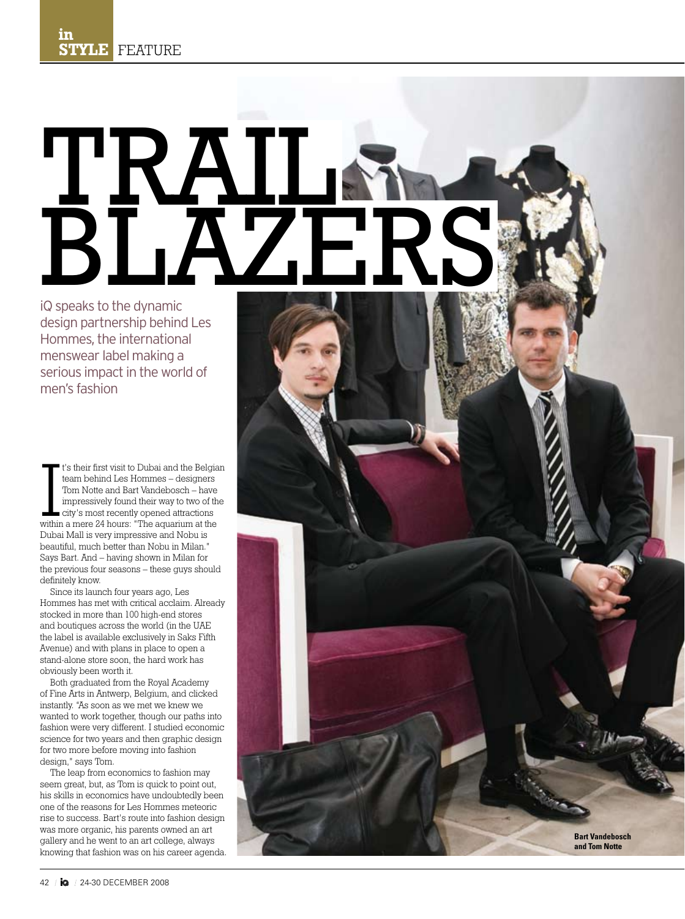in STYLE FEATURE

# TRAIL BLAZERS

iQ speaks to the dynamic design partnership behind Les Hommes, the international menswear label making a serious impact in the world of men's fashion

It's their first visit to Dubai and the Belgian team behind Les Hommes – designers Tom Notte and Bart Vandebosch – have impressively found their way to two of the city's most recently opened attractions within a mere 24 hours: "The aquarium at the Dubai Mall is very impressive and Nobu is beautiful, much better than Nobu in Milan." Says Bart. And – having shown in Milan for the previous four seasons – these guys should definitely know.

Since its launch four years ago, Les Hommes has met with critical acclaim. Already stocked in more than 100 high-end stores and boutiques across the world (in the UAE the label is available exclusively in Saks Fifth Avenue) and with plans in place to open a stand-alone store soon, the hard work has obviously been worth it.

Both graduated from the Royal Academy of Fine Arts in Antwerp, Belgium, and clicked instantly. "As soon as we met we knew we wanted to work together, though our paths into fashion were very different. I studied economic science for two years and then graphic design for two more before moving into fashion design," says Tom.

The leap from economics to fashion may seem great, but, as Tom is quick to point out, his skills in economics have undoubtedly been one of the reasons for Les Hommes meteoric rise to success. Bart's route into fashion design was more organic, his parents owned an art gallery and he went to an art college, always knowing that fashion was on his career agenda.

**Bart Vandebosch and Tom Notte**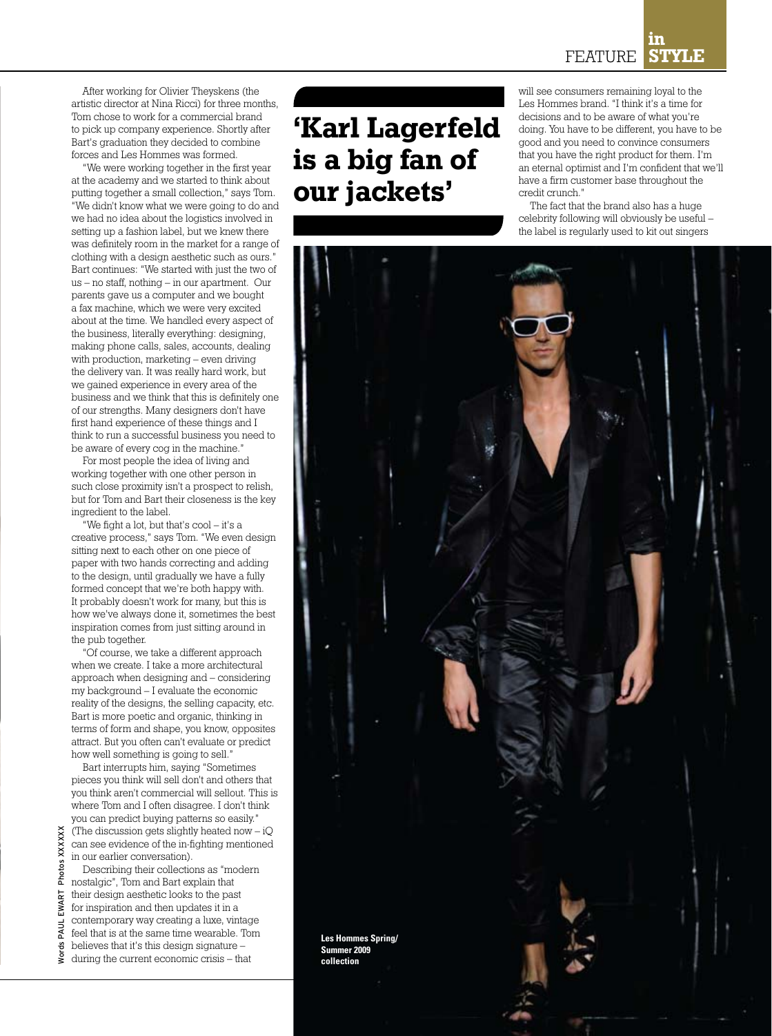After working for Olivier Theyskens (the artistic director at Nina Ricci) for three months, Tom chose to work for a commercial brand to pick up company experience. Shortly after Bart's graduation they decided to combine forces and Les Hommes was formed.

"We were working together in the first year at the academy and we started to think about putting together a small collection," says Tom. "We didn't know what we were going to do and we had no idea about the logistics involved in setting up a fashion label, but we knew there was definitely room in the market for a range of clothing with a design aesthetic such as ours." Bart continues: "We started with just the two of us – no staff, nothing – in our apartment. Our parents gave us a computer and we bought a fax machine, which we were very excited about at the time. We handled every aspect of the business, literally everything: designing, making phone calls, sales, accounts, dealing with production, marketing – even driving the delivery van. It was really hard work, but we gained experience in every area of the business and we think that this is definitely one of our strengths. Many designers don't have first hand experience of these things and I think to run a successful business you need to be aware of every cog in the machine."

For most people the idea of living and working together with one other person in such close proximity isn't a prospect to relish, but for Tom and Bart their closeness is the key ingredient to the label.

"We fight a lot, but that's cool – it's a creative process," says Tom. "We even design sitting next to each other on one piece of paper with two hands correcting and adding to the design, until gradually we have a fully formed concept that we're both happy with. It probably doesn't work for many, but this is how we've always done it, sometimes the best inspiration comes from just sitting around in the pub together.

"Of course, we take a different approach when we create. I take a more architectural approach when designing and – considering my background – I evaluate the economic reality of the designs, the selling capacity, etc. Bart is more poetic and organic, thinking in terms of form and shape, you know, opposites attract. But you often can't evaluate or predict how well something is going to sell."

Bart interrupts him, saying "Sometimes pieces you think will sell don't and others that you think aren't commercial will sellout. This is where Tom and I often disagree. I don't think you can predict buying patterns so easily." (The discussion gets slightly heated now – iQ can see evidence of the in-fighting mentioned in our earlier conversation).

Describing their collections as "modern nostalgic", Tom and Bart explain that their design aesthetic looks to the past for inspiration and then updates it in a contemporary way creating a luxe, vintage feel that is at the same time wearable. Tom believes that it's this design signature – during the current economic crisis – that will see consumers remaining loyal to the Les Hommes brand. "I think it's a time for decisions and to be aware of what you're doing. You have to be different, you have to be good and you need to convince consumers that you have the right product for them. I'm an eternal optimist and I'm confident that we'll have a firm customer base throughout the credit crunch."

## 'Karl Lagerfeld is a big fan of our jackets'

The fact that the brand also has a huge celebrity following will obviously be useful – the label is regularly used to kit out singers

Les Hommes Spring/ Summer 2009 collection

Words PAUL EWART Photos XXXXXX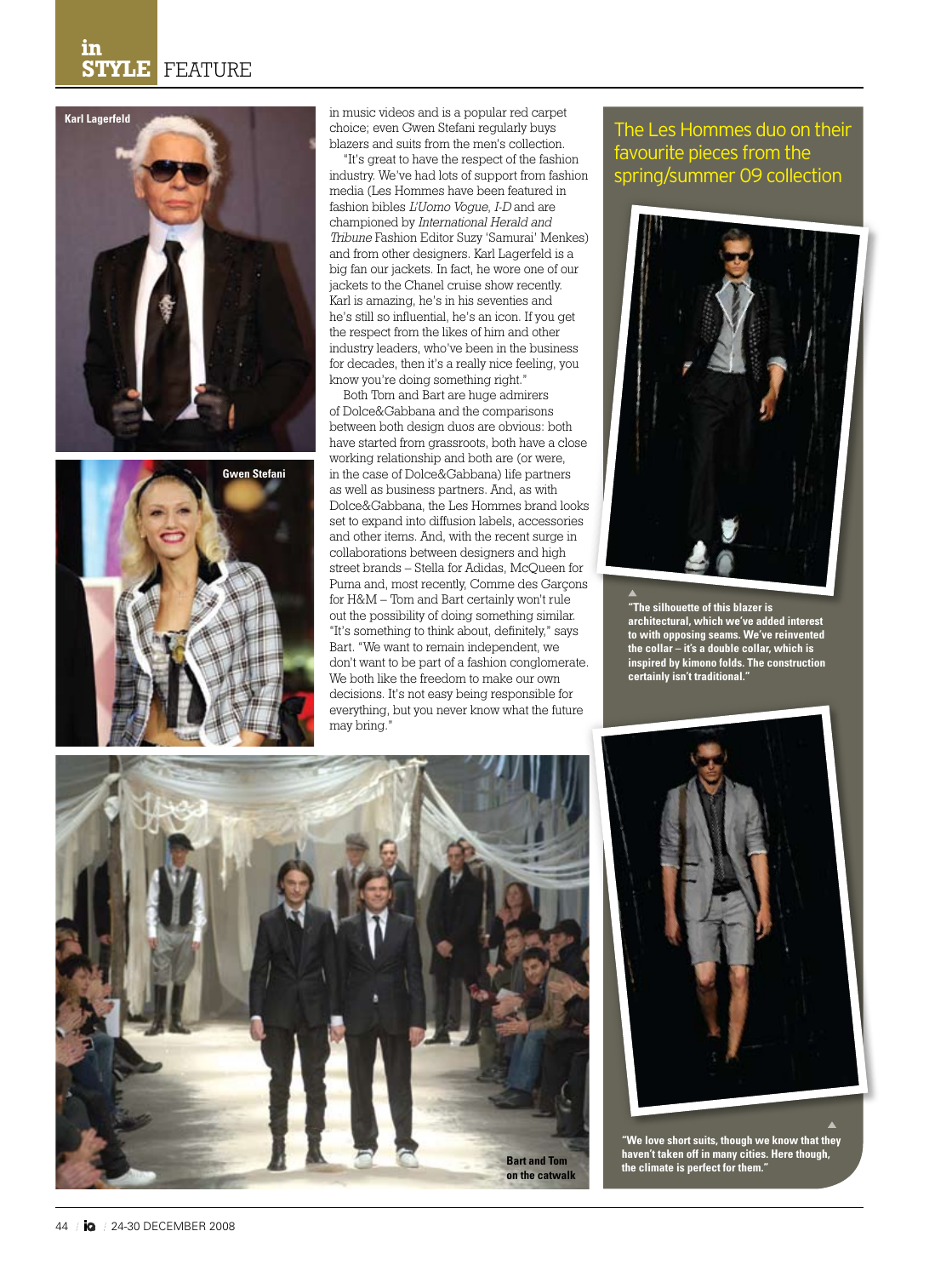in music videos and is a popular red carpet choice; even Gwen Stefani regularly buys blazers and suits from the men's collection.

"It's great to have the respect of the fashion industry. We've had lots of support from fashion media (Les Hommes have been featured in fashion bibles *L'Uomo Vogue*, *I-D* and are championed by *International Herald and Tribune* Fashion Editor Suzy 'Samurai' Menkes) and from other designers. Karl Lagerfeld is a big fan our jackets. In fact, he wore one of our jackets to the Chanel cruise show recently. Karl is amazing, he's in his seventies and he's still so influential, he's an icon. If you get the respect from the likes of him and other industry leaders, who've been in the business for decades, then it's a really nice feeling, you know you're doing something right."

Both Tom and Bart are huge admirers of Dolce&Gabbana and the comparisons between both design duos are obvious: both have started from grassroots, both have a close working relationship and both are (or were, in the case of Dolce&Gabbana) life partners as well as business partners. And, as with Dolce&Gabbana, the Les Hommes brand looks set to expand into diffusion labels, accessories and other items. And, with the recent surge in collaborations between designers and high street brands – Stella for Adidas, McQueen for Puma and, most recently, Comme des Garçons for H&M – Tom and Bart certainly won't rule out the possibility of doing something similar. "It's something to think about, definitely," says Bart. "We want to remain independent, we don't want to be part of a fashion conglomerate. We both like the freedom to make our own decisions. It's not easy being responsible for everything, but you never know what the future may bring."

Karl Lagerfeld

Gwen Stefani

Bart and Tom on the catwalk

## The Les Hommes duo on their favourite pieces from the spring/summer 09 collection

**"The silhouette of this blazer is architectural, which we've added interest to with opposing seams. We've reinvented the collar – it's a double collar, which is inspired by kimono folds. The construction certainly isn't traditional."**

**"We love short suits, though we know that they haven't taken off in many cities. Here though, the climate is perfect for them."**